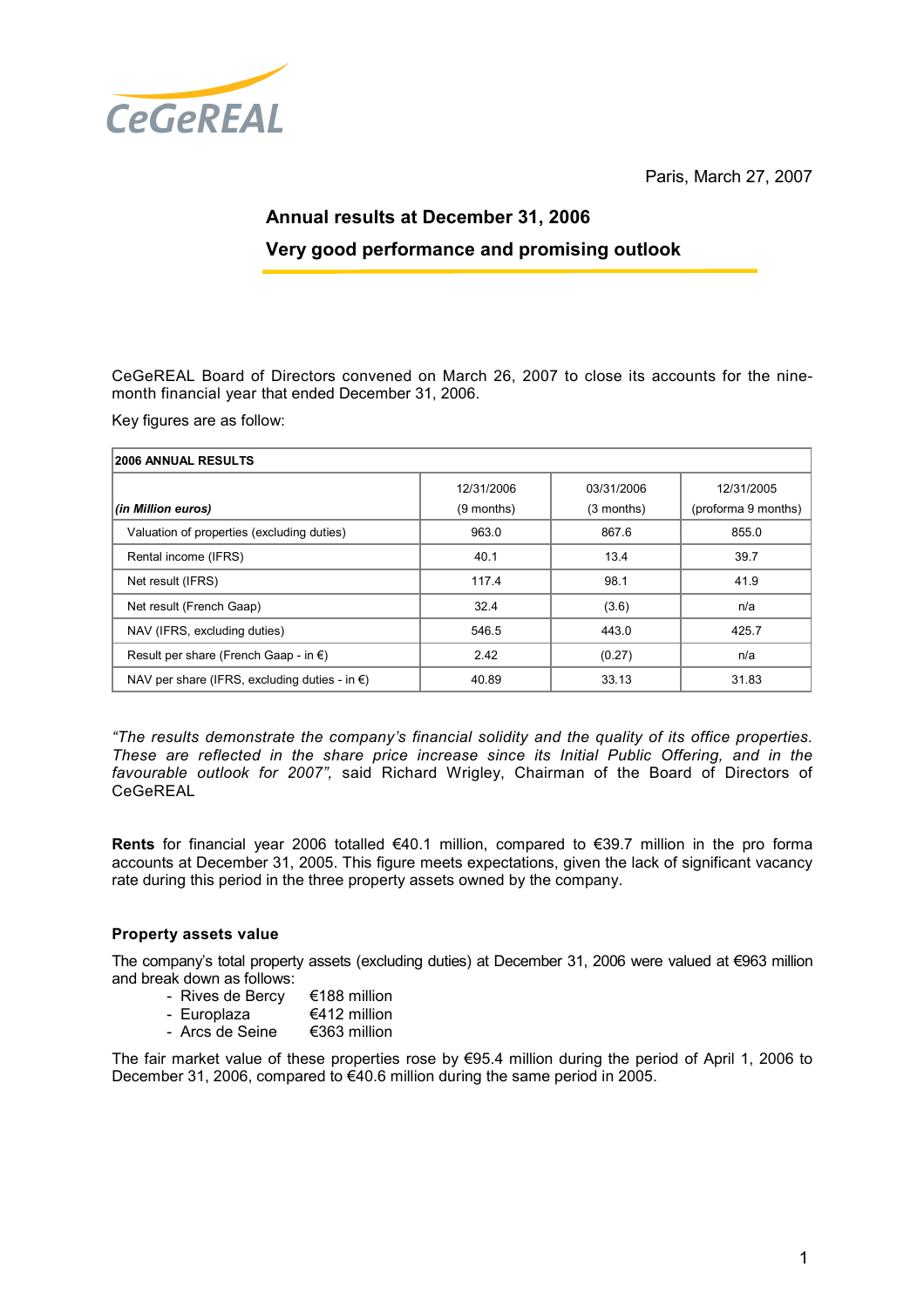CeGeREAL

Paris, March 27, 2007

# Annual results at December 31, 2006

## Very good performance and promising outlook

CeGeREAL Board of Directors convened on March 26, 2007 to close its accounts for the nine-month financial year that ended December 31, 2006.

Key figures are as follow:

| **2006 ANNUAL RESULTS** | | | |
|---|---|---|---|
| ***(in Million euros)*** | 12/31/2006 (9 months) | 03/31/2006 (3 months) | 12/31/2005 (proforma 9 months) |
| Valuation of properties (excluding duties) | 963.0 | 867.6 | 855.0 |
| Rental income (IFRS) | 40.1 | 13.4 | 39.7 |
| Net result (IFRS) | 117.4 | 98.1 | 41.9 |
| Net result (French Gaap) | 32.4 | (3.6) | n/a |
| NAV (IFRS, excluding duties) | 546.5 | 443.0 | 425.7 |
| Result per share (French Gaap - in €) | 2.42 | (0.27) | n/a |
| NAV per share (IFRS, excluding duties - in €) | 40.89 | 33.13 | 31.83 |

*"The results demonstrate the company's financial solidity and the quality of its office properties. These are reflected in the share price increase since its Initial Public Offering, and in the favourable outlook for 2007",* said Richard Wrigley, Chairman of the Board of Directors of CeGeREAL

**Rents** for financial year 2006 totalled €40.1 million, compared to €39.7 million in the pro forma accounts at December 31, 2005. This figure meets expectations, given the lack of significant vacancy rate during this period in the three property assets owned by the company.

### Property assets value

The company's total property assets (excluding duties) at December 31, 2006 were valued at €963 million and break down as follows:

- Rives de Bercy €188 million
- Europlaza €412 million
- Arcs de Seine €363 million

The fair market value of these properties rose by €95.4 million during the period of April 1, 2006 to December 31, 2006, compared to €40.6 million during the same period in 2005.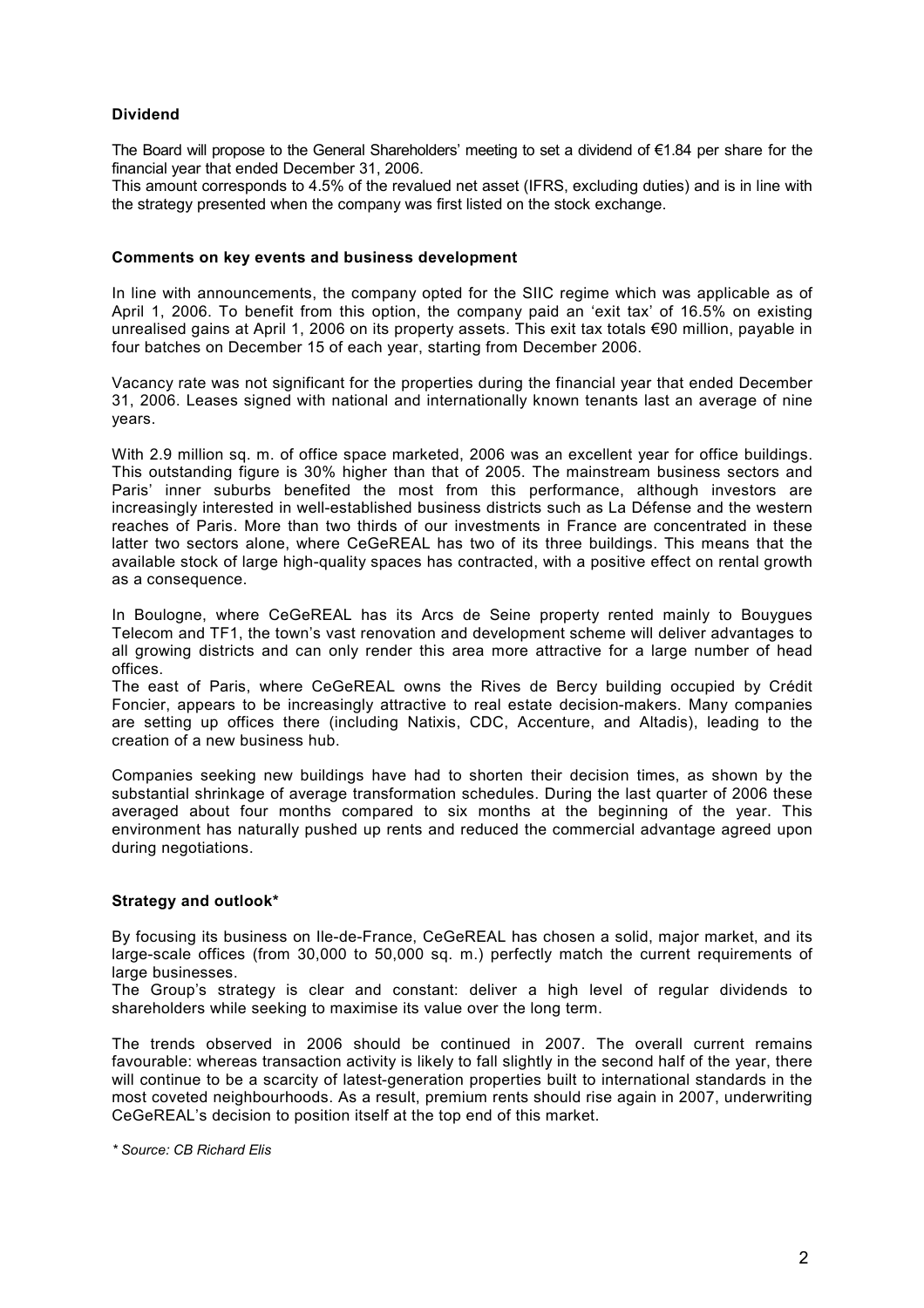### Dividend

The Board will propose to the General Shareholders' meeting to set a dividend of €1.84 per share for the financial year that ended December 31, 2006.
This amount corresponds to 4.5% of the revalued net asset (IFRS, excluding duties) and is in line with the strategy presented when the company was first listed on the stock exchange.

### Comments on key events and business development

In line with announcements, the company opted for the SIIC regime which was applicable as of April 1, 2006. To benefit from this option, the company paid an 'exit tax' of 16.5% on existing unrealised gains at April 1, 2006 on its property assets. This exit tax totals €90 million, payable in four batches on December 15 of each year, starting from December 2006.

Vacancy rate was not significant for the properties during the financial year that ended December 31, 2006. Leases signed with national and internationally known tenants last an average of nine years.

With 2.9 million sq. m. of office space marketed, 2006 was an excellent year for office buildings. This outstanding figure is 30% higher than that of 2005. The mainstream business sectors and Paris' inner suburbs benefited the most from this performance, although investors are increasingly interested in well-established business districts such as La Défense and the western reaches of Paris. More than two thirds of our investments in France are concentrated in these latter two sectors alone, where CeGeREAL has two of its three buildings. This means that the available stock of large high-quality spaces has contracted, with a positive effect on rental growth as a consequence.

In Boulogne, where CeGeREAL has its Arcs de Seine property rented mainly to Bouygues Telecom and TF1, the town's vast renovation and development scheme will deliver advantages to all growing districts and can only render this area more attractive for a large number of head offices.
The east of Paris, where CeGeREAL owns the Rives de Bercy building occupied by Crédit Foncier, appears to be increasingly attractive to real estate decision-makers. Many companies are setting up offices there (including Natixis, CDC, Accenture, and Altadis), leading to the creation of a new business hub.

Companies seeking new buildings have had to shorten their decision times, as shown by the substantial shrinkage of average transformation schedules. During the last quarter of 2006 these averaged about four months compared to six months at the beginning of the year. This environment has naturally pushed up rents and reduced the commercial advantage agreed upon during negotiations.

### Strategy and outlook*

By focusing its business on Ile-de-France, CeGeREAL has chosen a solid, major market, and its large-scale offices (from 30,000 to 50,000 sq. m.) perfectly match the current requirements of large businesses.
The Group's strategy is clear and constant: deliver a high level of regular dividends to shareholders while seeking to maximise its value over the long term.

The trends observed in 2006 should be continued in 2007. The overall current remains favourable: whereas transaction activity is likely to fall slightly in the second half of the year, there will continue to be a scarcity of latest-generation properties built to international standards in the most coveted neighbourhoods. As a result, premium rents should rise again in 2007, underwriting CeGeREAL's decision to position itself at the top end of this market.

*\* Source: CB Richard Elis*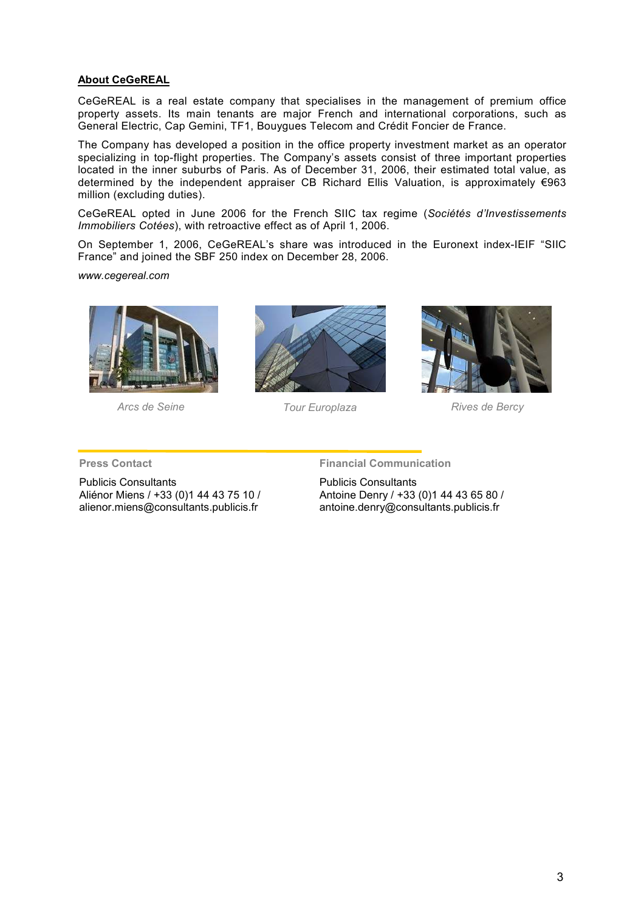**About CeGeREAL**

CeGeREAL is a real estate company that specialises in the management of premium office property assets. Its main tenants are major French and international corporations, such as General Electric, Cap Gemini, TF1, Bouygues Telecom and Crédit Foncier de France.

The Company has developed a position in the office property investment market as an operator specializing in top-flight properties. The Company's assets consist of three important properties located in the inner suburbs of Paris. As of December 31, 2006, their estimated total value, as determined by the independent appraiser CB Richard Ellis Valuation, is approximately €963 million (excluding duties).

CeGeREAL opted in June 2006 for the French SIIC tax regime (*Sociétés d'Investissements Immobiliers Cotées*), with retroactive effect as of April 1, 2006.

On September 1, 2006, CeGeREAL's share was introduced in the Euronext index-IEIF "SIIC France" and joined the SBF 250 index on December 28, 2006.

*www.cegereal.com*

*Arcs de Seine*

*Tour Europlaza*

*Rives de Bercy*

**Press Contact**

Publicis Consultants
Aliénor Miens / +33 (0)1 44 43 75 10 /
alienor.miens@consultants.publicis.fr

**Financial Communication**

Publicis Consultants
Antoine Denry / +33 (0)1 44 43 65 80 /
antoine.denry@consultants.publicis.fr